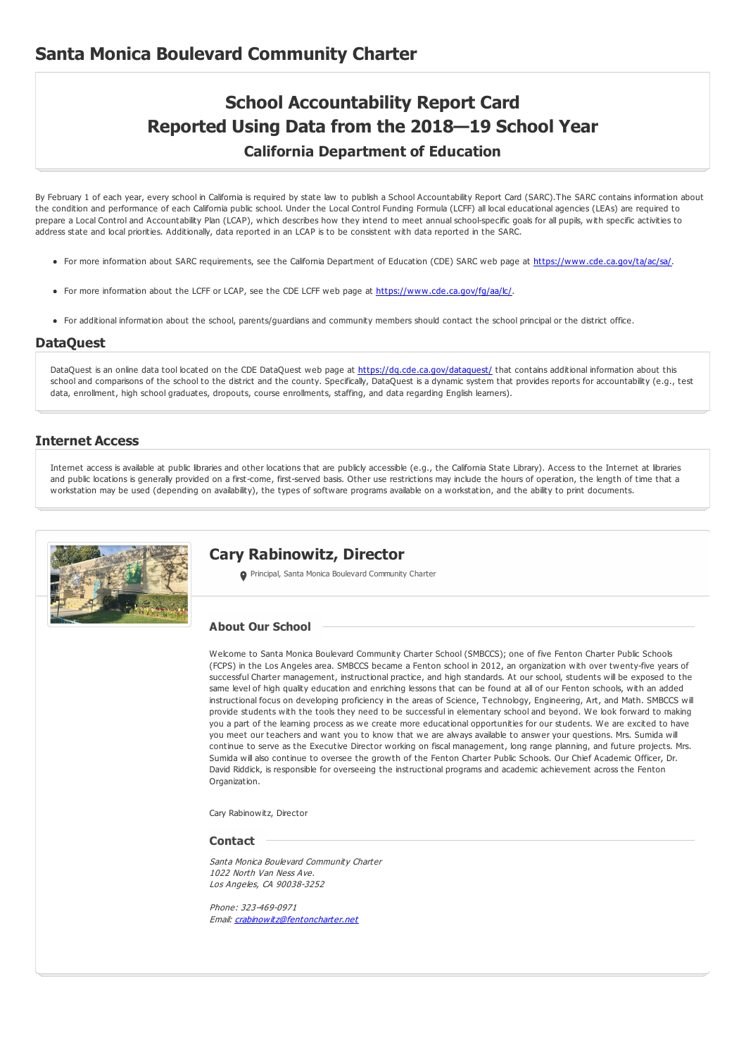# Santa Monica Boulevard Community Charter

## School Accountability Report Card
## Reported Using Data from the 2018—19 School Year
### California Department of Education

By February 1 of each year, every school in California is required by state law to publish a School Accountability Report Card (SARC).The SARC contains information about the condition and performance of each California public school. Under the Local Control Funding Formula (LCFF) all local educational agencies (LEAs) are required to prepare a Local Control and Accountability Plan (LCAP), which describes how they intend to meet annual school-specific goals for all pupils, with specific activities to address state and local priorities. Additionally, data reported in an LCAP is to be consistent with data reported in the SARC.

- For more information about SARC requirements, see the California Department of Education (CDE) SARC web page at https://www.cde.ca.gov/ta/ac/sa/.
- For more information about the LCFF or LCAP, see the CDE LCFF web page at https://www.cde.ca.gov/fg/aa/lc/.
- For additional information about the school, parents/guardians and community members should contact the school principal or the district office.

## DataQuest

DataQuest is an online data tool located on the CDE DataQuest web page at https://dq.cde.ca.gov/dataquest/ that contains additional information about this school and comparisons of the school to the district and the county. Specifically, DataQuest is a dynamic system that provides reports for accountability (e.g., test data, enrollment, high school graduates, dropouts, course enrollments, staffing, and data regarding English learners).

## Internet Access

Internet access is available at public libraries and other locations that are publicly accessible (e.g., the California State Library). Access to the Internet at libraries and public locations is generally provided on a first-come, first-served basis. Other use restrictions may include the hours of operation, the length of time that a workstation may be used (depending on availability), the types of software programs available on a workstation, and the ability to print documents.

## Cary Rabinowitz, Director

Principal, Santa Monica Boulevard Community Charter

### About Our School

Welcome to Santa Monica Boulevard Community Charter School (SMBCCS); one of five Fenton Charter Public Schools (FCPS) in the Los Angeles area. SMBCCS became a Fenton school in 2012, an organization with over twenty-five years of successful Charter management, instructional practice, and high standards. At our school, students will be exposed to the same level of high quality education and enriching lessons that can be found at all of our Fenton schools, with an added instructional focus on developing proficiency in the areas of Science, Technology, Engineering, Art, and Math. SMBCCS will provide students with the tools they need to be successful in elementary school and beyond. We look forward to making you a part of the learning process as we create more educational opportunities for our students. We are excited to have you meet our teachers and want you to know that we are always available to answer your questions. Mrs. Sumida will continue to serve as the Executive Director working on fiscal management, long range planning, and future projects. Mrs. Sumida will also continue to oversee the growth of the Fenton Charter Public Schools. Our Chief Academic Officer, Dr. David Riddick, is responsible for overseeing the instructional programs and academic achievement across the Fenton Organization.

Cary Rabinowitz, Director

### Contact

*Santa Monica Boulevard Community Charter*
*1022 North Van Ness Ave.*
*Los Angeles, CA 90038-3252*

*Phone: 323-469-0971*
*Email: crabinowitz@fentoncharter.net*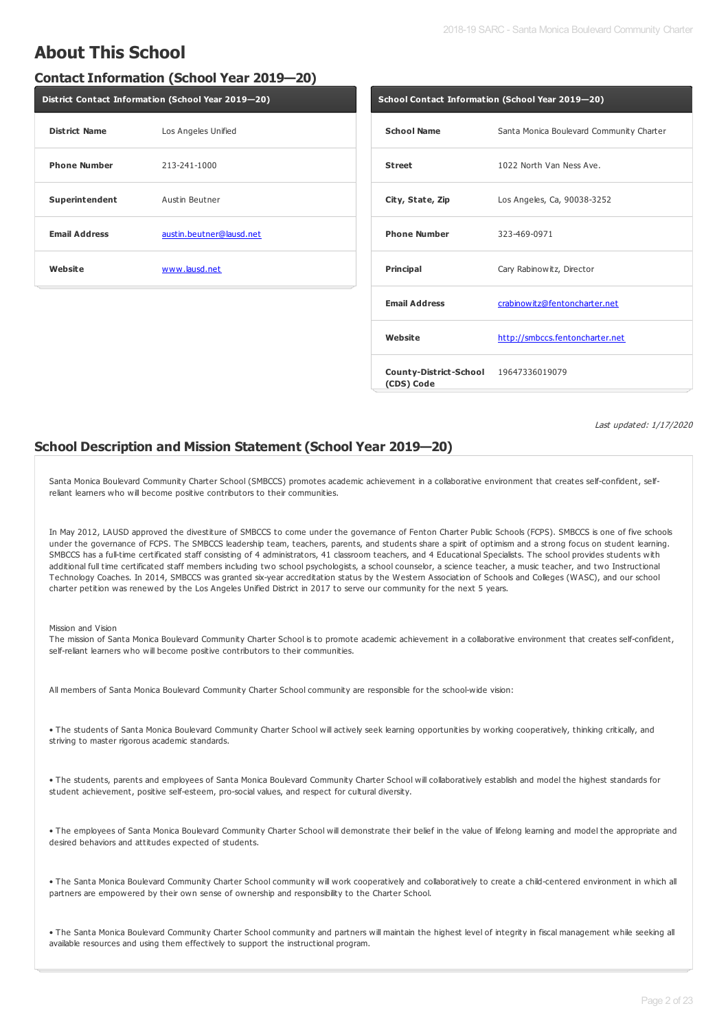# About This School

## Contact Information (School Year 2019—20)

| District Contact Information (School Year 2019—20) | |
|---|---|
| **District Name** | Los Angeles Unified |
| **Phone Number** | 213-241-1000 |
| **Superintendent** | Austin Beutner |
| **Email Address** | austin.beutner@lausd.net |
| **Website** | www.lausd.net |

| School Contact Information (School Year 2019—20) | |
|---|---|
| **School Name** | Santa Monica Boulevard Community Charter |
| **Street** | 1022 North Van Ness Ave. |
| **City, State, Zip** | Los Angeles, Ca, 90038-3252 |
| **Phone Number** | 323-469-0971 |
| **Principal** | Cary Rabinowitz, Director |
| **Email Address** | crabinowitz@fentoncharter.net |
| **Website** | http://smbccs.fentoncharter.net |
| **County-District-School (CDS) Code** | 19647336019079 |

*Last updated: 1/17/2020*

## School Description and Mission Statement (School Year 2019—20)

Santa Monica Boulevard Community Charter School (SMBCCS) promotes academic achievement in a collaborative environment that creates self-confident, self-reliant learners who will become positive contributors to their communities.

In May 2012, LAUSD approved the divestiture of SMBCCS to come under the governance of Fenton Charter Public Schools (FCPS). SMBCCS is one of five schools under the governance of FCPS. The SMBCCS leadership team, teachers, parents, and students share a spirit of optimism and a strong focus on student learning. SMBCCS has a full-time certificated staff consisting of 4 administrators, 41 classroom teachers, and 4 Educational Specialists. The school provides students with additional full time certificated staff members including two school psychologists, a school counselor, a science teacher, a music teacher, and two Instructional Technology Coaches. In 2014, SMBCCS was granted six-year accreditation status by the Western Association of Schools and Colleges (WASC), and our school charter petition was renewed by the Los Angeles Unified District in 2017 to serve our community for the next 5 years.

Mission and Vision
The mission of Santa Monica Boulevard Community Charter School is to promote academic achievement in a collaborative environment that creates self-confident, self-reliant learners who will become positive contributors to their communities.

All members of Santa Monica Boulevard Community Charter School community are responsible for the school-wide vision:

• The students of Santa Monica Boulevard Community Charter School will actively seek learning opportunities by working cooperatively, thinking critically, and striving to master rigorous academic standards.

• The students, parents and employees of Santa Monica Boulevard Community Charter School will collaboratively establish and model the highest standards for student achievement, positive self-esteem, pro-social values, and respect for cultural diversity.

• The employees of Santa Monica Boulevard Community Charter School will demonstrate their belief in the value of lifelong learning and model the appropriate and desired behaviors and attitudes expected of students.

• The Santa Monica Boulevard Community Charter School community will work cooperatively and collaboratively to create a child-centered environment in which all partners are empowered by their own sense of ownership and responsibility to the Charter School.

• The Santa Monica Boulevard Community Charter School community and partners will maintain the highest level of integrity in fiscal management while seeking all available resources and using them effectively to support the instructional program.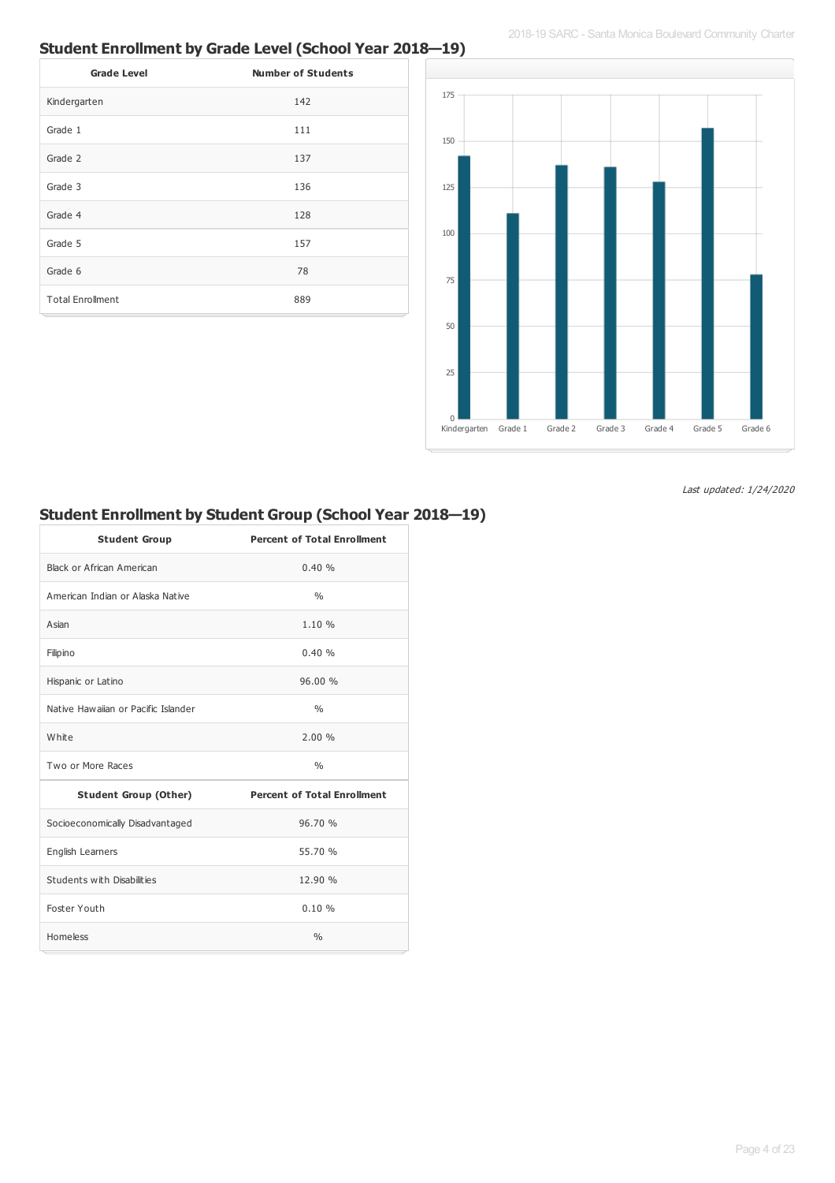## Student Enrollment by Grade Level (School Year 2018—19)

| Grade Level | Number of Students |
|---|---|
| Kindergarten | 142 |
| Grade 1 | 111 |
| Grade 2 | 137 |
| Grade 3 | 136 |
| Grade 4 | 128 |
| Grade 5 | 157 |
| Grade 6 | 78 |
| Total Enrollment | 889 |

*Last updated: 1/24/2020*

## Student Enrollment by Student Group (School Year 2018—19)

| Student Group | Percent of Total Enrollment |
|---|---|
| Black or African American | 0.40 % |
| American Indian or Alaska Native | % |
| Asian | 1.10 % |
| Filipino | 0.40 % |
| Hispanic or Latino | 96.00 % |
| Native Hawaiian or Pacific Islander | % |
| White | 2.00 % |
| Two or More Races | % |
| **Student Group (Other)** | **Percent of Total Enrollment** |
| Socioeconomically Disadvantaged | 96.70 % |
| English Learners | 55.70 % |
| Students with Disabilities | 12.90 % |
| Foster Youth | 0.10 % |
| Homeless | % |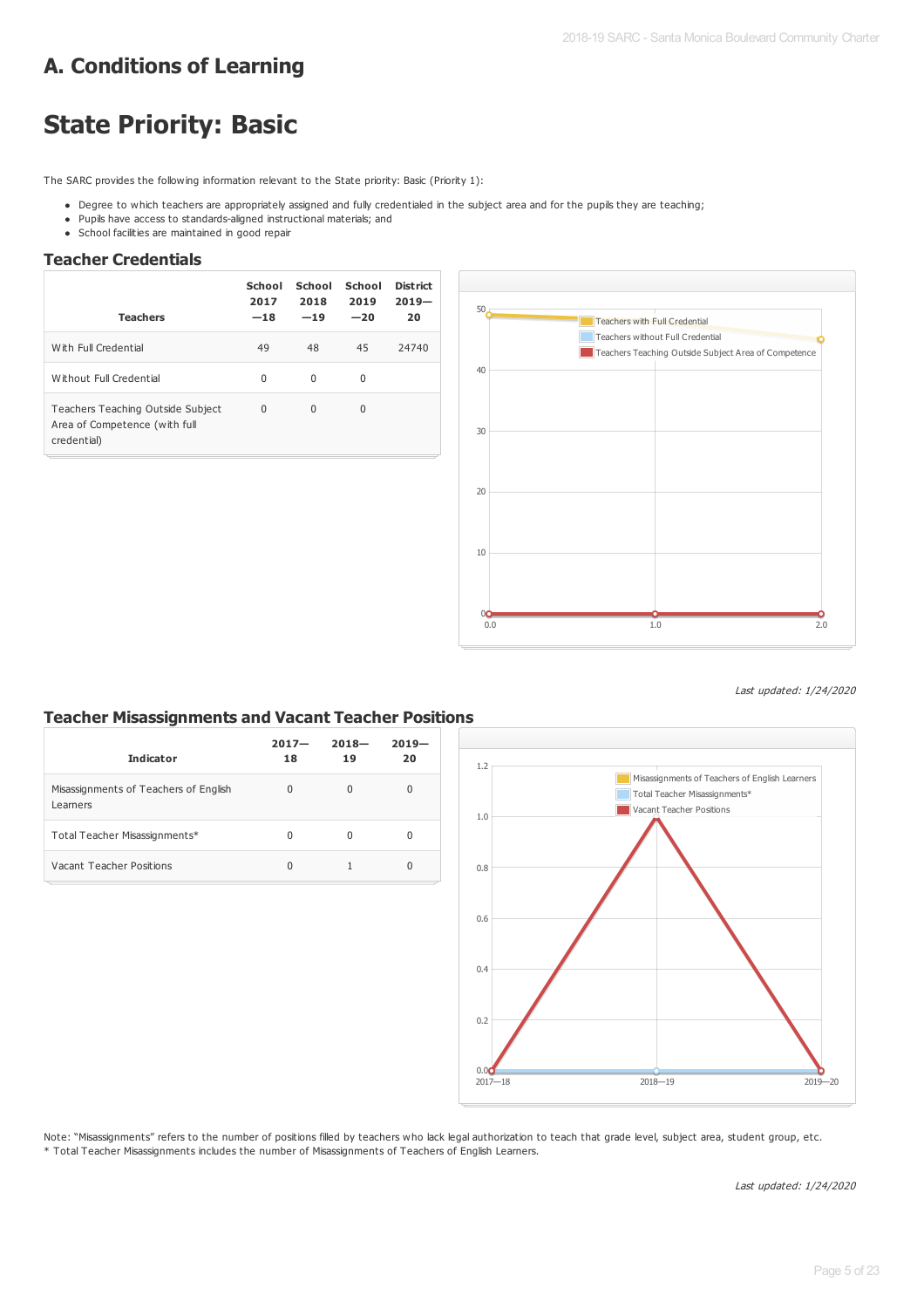# A. Conditions of Learning

# State Priority: Basic

The SARC provides the following information relevant to the State priority: Basic (Priority 1):

- Degree to which teachers are appropriately assigned and fully credentialed in the subject area and for the pupils they are teaching;
- Pupils have access to standards-aligned instructional materials; and
- School facilities are maintained in good repair

## Teacher Credentials

| Teachers | School 2017—18 | School 2018—19 | School 2019—20 | District 2019—20 |
|---|---|---|---|---|
| With Full Credential | 49 | 48 | 45 | 24740 |
| Without Full Credential | 0 | 0 | 0 | |
| Teachers Teaching Outside Subject Area of Competence (with full credential) | 0 | 0 | 0 | |

*Last updated: 1/24/2020*

## Teacher Misassignments and Vacant Teacher Positions

| Indicator | 2017—18 | 2018—19 | 2019—20 |
|---|---|---|---|
| Misassignments of Teachers of English Learners | 0 | 0 | 0 |
| Total Teacher Misassignments* | 0 | 0 | 0 |
| Vacant Teacher Positions | 0 | 1 | 0 |

Note: "Misassignments" refers to the number of positions filled by teachers who lack legal authorization to teach that grade level, subject area, student group, etc.
* Total Teacher Misassignments includes the number of Misassignments of Teachers of English Learners.

*Last updated: 1/24/2020*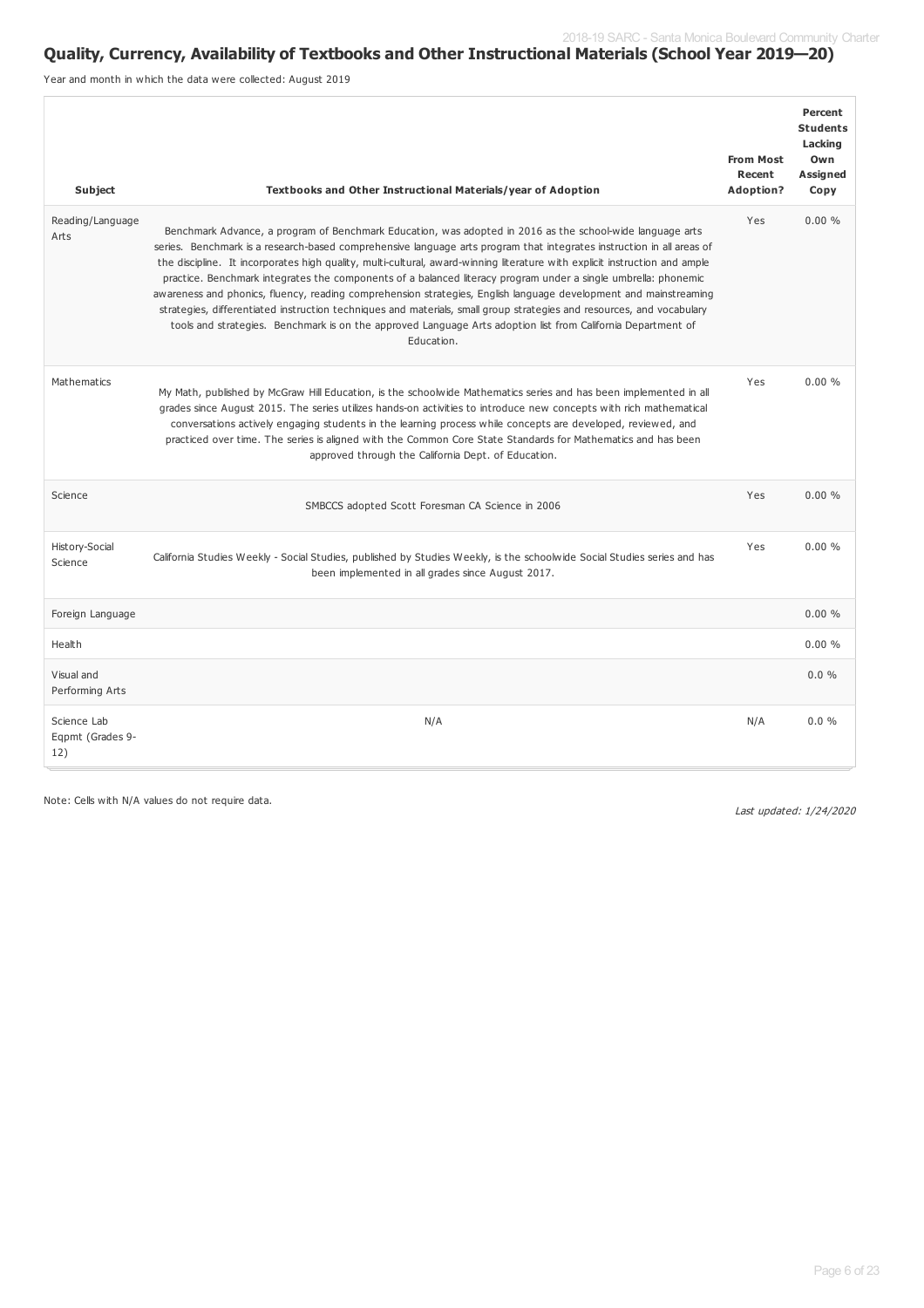## Quality, Currency, Availability of Textbooks and Other Instructional Materials (School Year 2019—20)

Year and month in which the data were collected: August 2019

| Subject | Textbooks and Other Instructional Materials/year of Adoption | From Most Recent Adoption? | Percent Students Lacking Own Assigned Copy |
|---|---|---|---|
| Reading/Language Arts | Benchmark Advance, a program of Benchmark Education, was adopted in 2016 as the school-wide language arts series. Benchmark is a research-based comprehensive language arts program that integrates instruction in all areas of the discipline. It incorporates high quality, multi-cultural, award-winning literature with explicit instruction and ample practice. Benchmark integrates the components of a balanced literacy program under a single umbrella: phonemic awareness and phonics, fluency, reading comprehension strategies, English language development and mainstreaming strategies, differentiated instruction techniques and materials, small group strategies and resources, and vocabulary tools and strategies. Benchmark is on the approved Language Arts adoption list from California Department of Education. | Yes | 0.00 % |
| Mathematics | My Math, published by McGraw Hill Education, is the schoolwide Mathematics series and has been implemented in all grades since August 2015. The series utilizes hands-on activities to introduce new concepts with rich mathematical conversations actively engaging students in the learning process while concepts are developed, reviewed, and practiced over time. The series is aligned with the Common Core State Standards for Mathematics and has been approved through the California Dept. of Education. | Yes | 0.00 % |
| Science | SMBCCS adopted Scott Foresman CA Science in 2006 | Yes | 0.00 % |
| History-Social Science | California Studies Weekly - Social Studies, published by Studies Weekly, is the schoolwide Social Studies series and has been implemented in all grades since August 2017. | Yes | 0.00 % |
| Foreign Language | | | 0.00 % |
| Health | | | 0.00 % |
| Visual and Performing Arts | | | 0.0 % |
| Science Lab Eqpmt (Grades 9-12) | N/A | N/A | 0.0 % |

Note: Cells with N/A values do not require data.

*Last updated: 1/24/2020*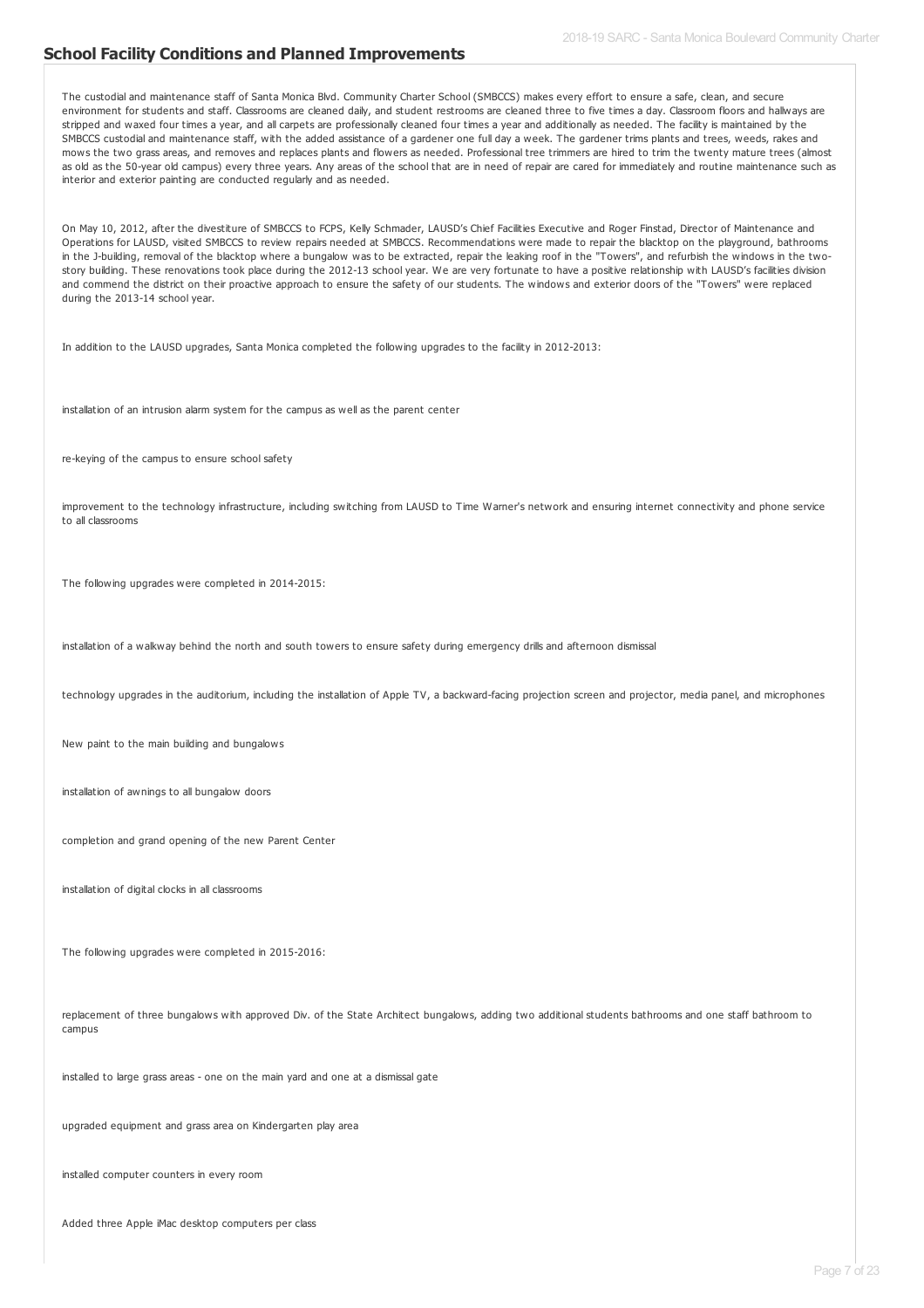## School Facility Conditions and Planned Improvements

The custodial and maintenance staff of Santa Monica Blvd. Community Charter School (SMBCCS) makes every effort to ensure a safe, clean, and secure environment for students and staff. Classrooms are cleaned daily, and student restrooms are cleaned three to five times a day. Classroom floors and hallways are stripped and waxed four times a year, and all carpets are professionally cleaned four times a year and additionally as needed. The facility is maintained by the SMBCCS custodial and maintenance staff, with the added assistance of a gardener one full day a week. The gardener trims plants and trees, weeds, rakes and mows the two grass areas, and removes and replaces plants and flowers as needed. Professional tree trimmers are hired to trim the twenty mature trees (almost as old as the 50-year old campus) every three years. Any areas of the school that are in need of repair are cared for immediately and routine maintenance such as interior and exterior painting are conducted regularly and as needed.

On May 10, 2012, after the divestiture of SMBCCS to FCPS, Kelly Schmader, LAUSD's Chief Facilities Executive and Roger Finstad, Director of Maintenance and Operations for LAUSD, visited SMBCCS to review repairs needed at SMBCCS. Recommendations were made to repair the blacktop on the playground, bathrooms in the J-building, removal of the blacktop where a bungalow was to be extracted, repair the leaking roof in the "Towers", and refurbish the windows in the two-story building. These renovations took place during the 2012-13 school year. We are very fortunate to have a positive relationship with LAUSD's facilities division and commend the district on their proactive approach to ensure the safety of our students. The windows and exterior doors of the "Towers" were replaced during the 2013-14 school year.

In addition to the LAUSD upgrades, Santa Monica completed the following upgrades to the facility in 2012-2013:

installation of an intrusion alarm system for the campus as well as the parent center

re-keying of the campus to ensure school safety

improvement to the technology infrastructure, including switching from LAUSD to Time Warner's network and ensuring internet connectivity and phone service to all classrooms

The following upgrades were completed in 2014-2015:

installation of a walkway behind the north and south towers to ensure safety during emergency drills and afternoon dismissal

technology upgrades in the auditorium, including the installation of Apple TV, a backward-facing projection screen and projector, media panel, and microphones

New paint to the main building and bungalows

installation of awnings to all bungalow doors

completion and grand opening of the new Parent Center

installation of digital clocks in all classrooms

The following upgrades were completed in 2015-2016:

replacement of three bungalows with approved Div. of the State Architect bungalows, adding two additional students bathrooms and one staff bathroom to campus

installed to large grass areas - one on the main yard and one at a dismissal gate

upgraded equipment and grass area on Kindergarten play area

installed computer counters in every room

Added three Apple iMac desktop computers per class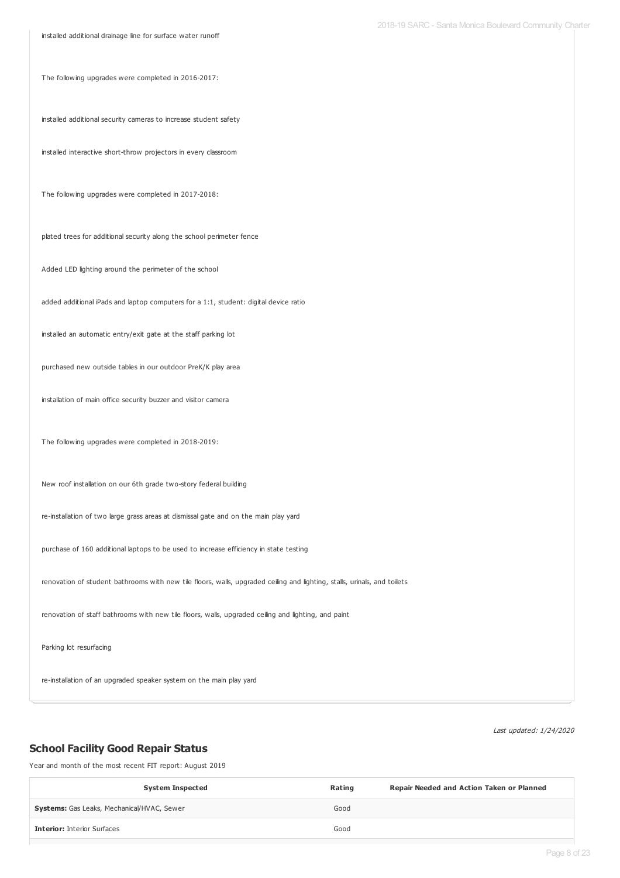installed additional drainage line for surface water runoff

The following upgrades were completed in 2016-2017:

installed additional security cameras to increase student safety

installed interactive short-throw projectors in every classroom

The following upgrades were completed in 2017-2018:

plated trees for additional security along the school perimeter fence

Added LED lighting around the perimeter of the school

added additional iPads and laptop computers for a 1:1, student: digital device ratio

installed an automatic entry/exit gate at the staff parking lot

purchased new outside tables in our outdoor PreK/K play area

installation of main office security buzzer and visitor camera

The following upgrades were completed in 2018-2019:

New roof installation on our 6th grade two-story federal building

re-installation of two large grass areas at dismissal gate and on the main play yard

purchase of 160 additional laptops to be used to increase efficiency in state testing

renovation of student bathrooms with new tile floors, walls, upgraded ceiling and lighting, stalls, urinals, and toilets

renovation of staff bathrooms with new tile floors, walls, upgraded ceiling and lighting, and paint

Parking lot resurfacing

re-installation of an upgraded speaker system on the main play yard

*Last updated: 1/24/2020*

## School Facility Good Repair Status

Year and month of the most recent FIT report: August 2019

| System Inspected | Rating | Repair Needed and Action Taken or Planned |
|---|---|---|
| **Systems:** Gas Leaks, Mechanical/HVAC, Sewer | Good | |
| **Interior:** Interior Surfaces | Good | |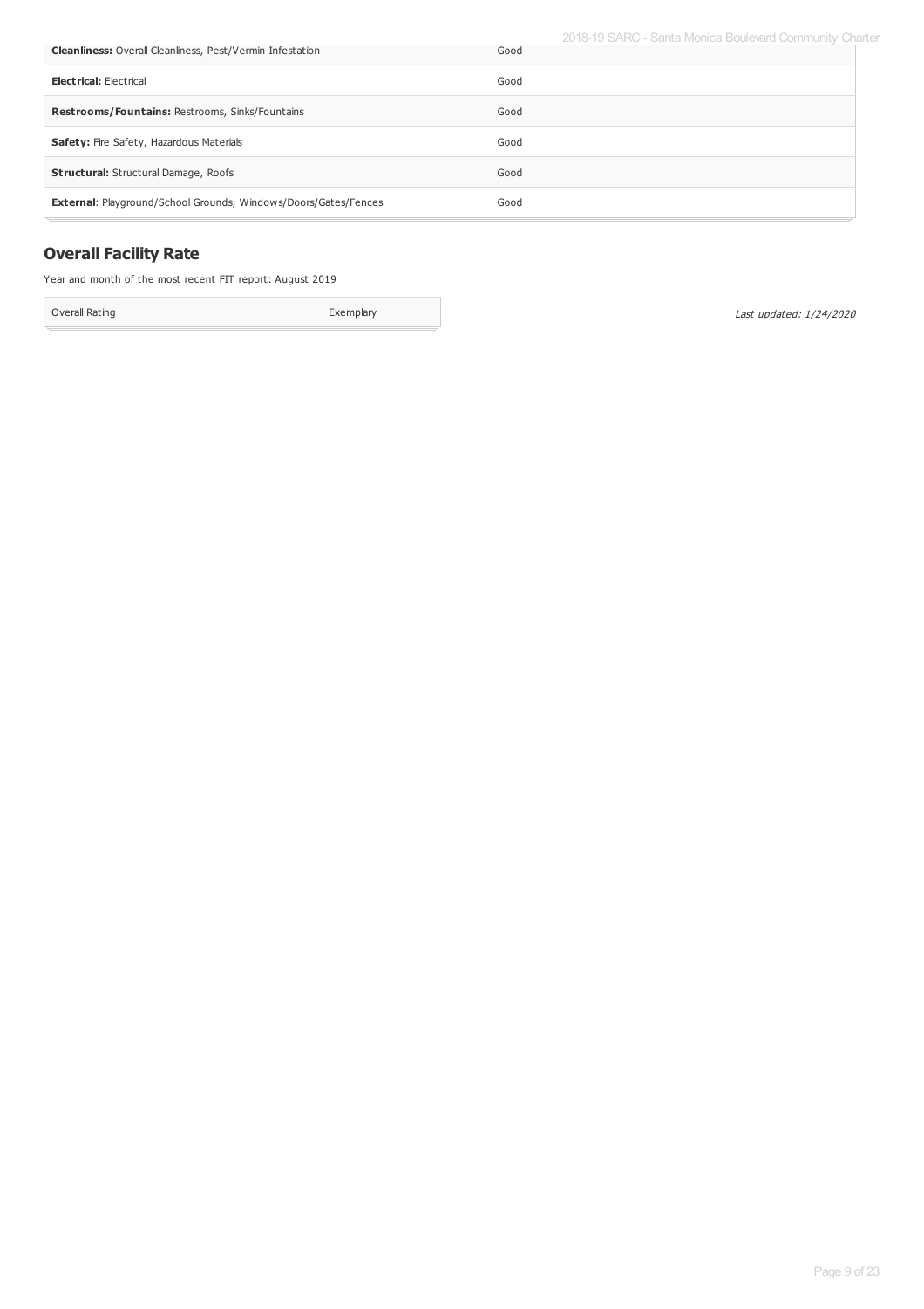| | |
|---|---|
| **Cleanliness:** Overall Cleanliness, Pest/Vermin Infestation | Good |
| **Electrical:** Electrical | Good |
| **Restrooms/Fountains:** Restrooms, Sinks/Fountains | Good |
| **Safety:** Fire Safety, Hazardous Materials | Good |
| **Structural:** Structural Damage, Roofs | Good |
| **External**: Playground/School Grounds, Windows/Doors/Gates/Fences | Good |

## Overall Facility Rate

Year and month of the most recent FIT report: August 2019

| | |
|---|---|
| Overall Rating | Exemplary |

*Last updated: 1/24/2020*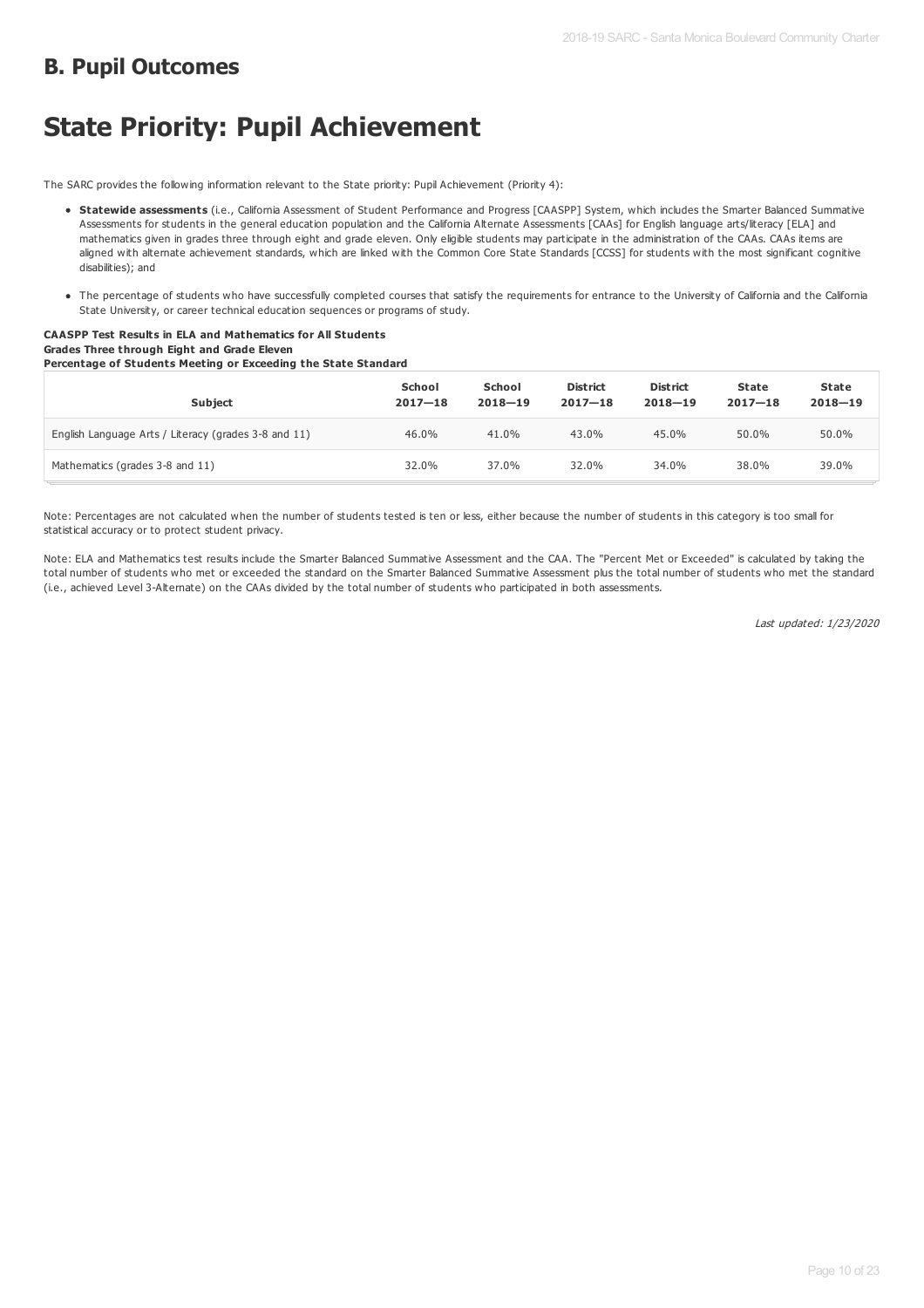## B. Pupil Outcomes

# State Priority: Pupil Achievement

The SARC provides the following information relevant to the State priority: Pupil Achievement (Priority 4):

- **Statewide assessments** (i.e., California Assessment of Student Performance and Progress [CAASPP] System, which includes the Smarter Balanced Summative Assessments for students in the general education population and the California Alternate Assessments [CAAs] for English language arts/literacy [ELA] and mathematics given in grades three through eight and grade eleven. Only eligible students may participate in the administration of the CAAs. CAAs items are aligned with alternate achievement standards, which are linked with the Common Core State Standards [CCSS] for students with the most significant cognitive disabilities); and
- The percentage of students who have successfully completed courses that satisfy the requirements for entrance to the University of California and the California State University, or career technical education sequences or programs of study.

**CAASPP Test Results in ELA and Mathematics for All Students**
**Grades Three through Eight and Grade Eleven**
**Percentage of Students Meeting or Exceeding the State Standard**

| Subject | School 2017—18 | School 2018—19 | District 2017—18 | District 2018—19 | State 2017—18 | State 2018—19 |
|---|---|---|---|---|---|---|
| English Language Arts / Literacy (grades 3-8 and 11) | 46.0% | 41.0% | 43.0% | 45.0% | 50.0% | 50.0% |
| Mathematics (grades 3-8 and 11) | 32.0% | 37.0% | 32.0% | 34.0% | 38.0% | 39.0% |

Note: Percentages are not calculated when the number of students tested is ten or less, either because the number of students in this category is too small for statistical accuracy or to protect student privacy.

Note: ELA and Mathematics test results include the Smarter Balanced Summative Assessment and the CAA. The "Percent Met or Exceeded" is calculated by taking the total number of students who met or exceeded the standard on the Smarter Balanced Summative Assessment plus the total number of students who met the standard (i.e., achieved Level 3-Alternate) on the CAAs divided by the total number of students who participated in both assessments.

*Last updated: 1/23/2020*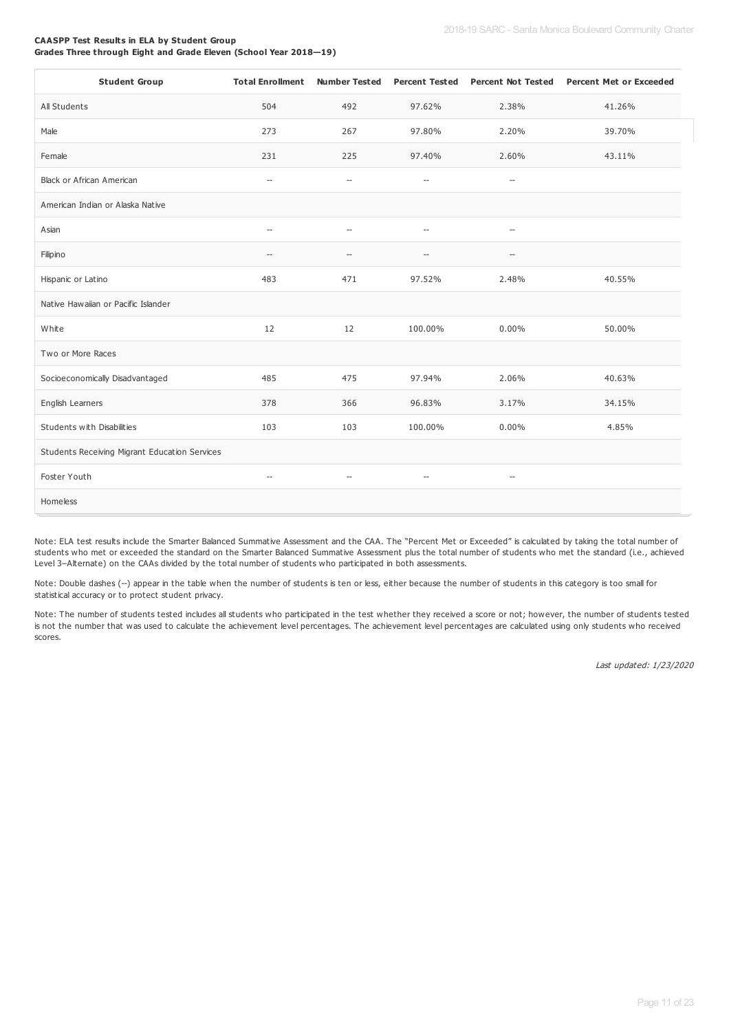**CAASPP Test Results in ELA by Student Group**
**Grades Three through Eight and Grade Eleven (School Year 2018—19)**

| Student Group | Total Enrollment | Number Tested | Percent Tested | Percent Not Tested | Percent Met or Exceeded |
|---|---|---|---|---|---|
| All Students | 504 | 492 | 97.62% | 2.38% | 41.26% |
| Male | 273 | 267 | 97.80% | 2.20% | 39.70% |
| Female | 231 | 225 | 97.40% | 2.60% | 43.11% |
| Black or African American | -- | -- | -- | -- | |
| American Indian or Alaska Native | | | | | |
| Asian | -- | -- | -- | -- | |
| Filipino | -- | -- | -- | -- | |
| Hispanic or Latino | 483 | 471 | 97.52% | 2.48% | 40.55% |
| Native Hawaiian or Pacific Islander | | | | | |
| White | 12 | 12 | 100.00% | 0.00% | 50.00% |
| Two or More Races | | | | | |
| Socioeconomically Disadvantaged | 485 | 475 | 97.94% | 2.06% | 40.63% |
| English Learners | 378 | 366 | 96.83% | 3.17% | 34.15% |
| Students with Disabilities | 103 | 103 | 100.00% | 0.00% | 4.85% |
| Students Receiving Migrant Education Services | | | | | |
| Foster Youth | -- | -- | -- | -- | |
| Homeless | | | | | |

Note: ELA test results include the Smarter Balanced Summative Assessment and the CAA. The "Percent Met or Exceeded" is calculated by taking the total number of students who met or exceeded the standard on the Smarter Balanced Summative Assessment plus the total number of students who met the standard (i.e., achieved Level 3–Alternate) on the CAAs divided by the total number of students who participated in both assessments.

Note: Double dashes (--) appear in the table when the number of students is ten or less, either because the number of students in this category is too small for statistical accuracy or to protect student privacy.

Note: The number of students tested includes all students who participated in the test whether they received a score or not; however, the number of students tested is not the number that was used to calculate the achievement level percentages. The achievement level percentages are calculated using only students who received scores.

*Last updated: 1/23/2020*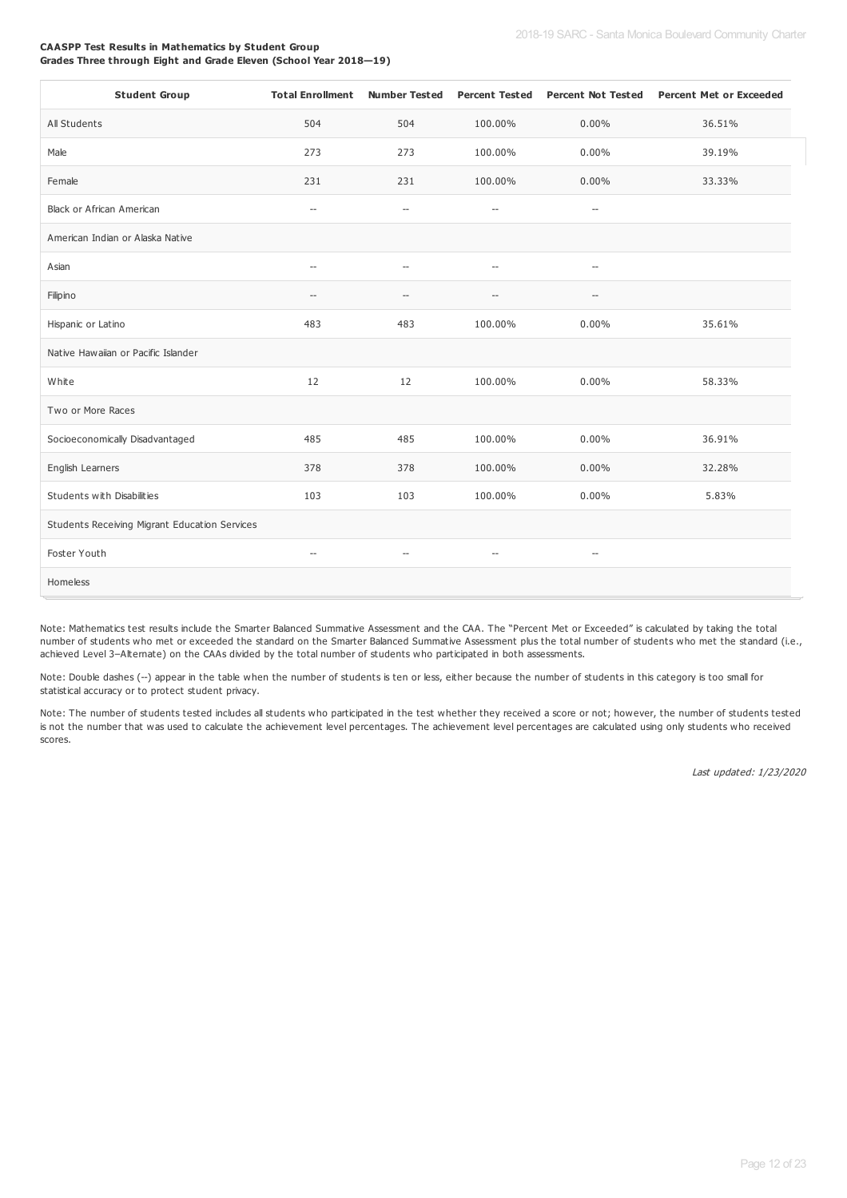**CAASPP Test Results in Mathematics by Student Group**
**Grades Three through Eight and Grade Eleven (School Year 2018—19)**

| Student Group | Total Enrollment | Number Tested | Percent Tested | Percent Not Tested | Percent Met or Exceeded |
|---|---|---|---|---|---|
| All Students | 504 | 504 | 100.00% | 0.00% | 36.51% |
| Male | 273 | 273 | 100.00% | 0.00% | 39.19% |
| Female | 231 | 231 | 100.00% | 0.00% | 33.33% |
| Black or African American | -- | -- | -- | -- | |
| American Indian or Alaska Native | | | | | |
| Asian | -- | -- | -- | -- | |
| Filipino | -- | -- | -- | -- | |
| Hispanic or Latino | 483 | 483 | 100.00% | 0.00% | 35.61% |
| Native Hawaiian or Pacific Islander | | | | | |
| White | 12 | 12 | 100.00% | 0.00% | 58.33% |
| Two or More Races | | | | | |
| Socioeconomically Disadvantaged | 485 | 485 | 100.00% | 0.00% | 36.91% |
| English Learners | 378 | 378 | 100.00% | 0.00% | 32.28% |
| Students with Disabilities | 103 | 103 | 100.00% | 0.00% | 5.83% |
| Students Receiving Migrant Education Services | | | | | |
| Foster Youth | -- | -- | -- | -- | |
| Homeless | | | | | |

Note: Mathematics test results include the Smarter Balanced Summative Assessment and the CAA. The "Percent Met or Exceeded" is calculated by taking the total number of students who met or exceeded the standard on the Smarter Balanced Summative Assessment plus the total number of students who met the standard (i.e., achieved Level 3–Alternate) on the CAAs divided by the total number of students who participated in both assessments.

Note: Double dashes (--) appear in the table when the number of students is ten or less, either because the number of students in this category is too small for statistical accuracy or to protect student privacy.

Note: The number of students tested includes all students who participated in the test whether they received a score or not; however, the number of students tested is not the number that was used to calculate the achievement level percentages. The achievement level percentages are calculated using only students who received scores.

*Last updated: 1/23/2020*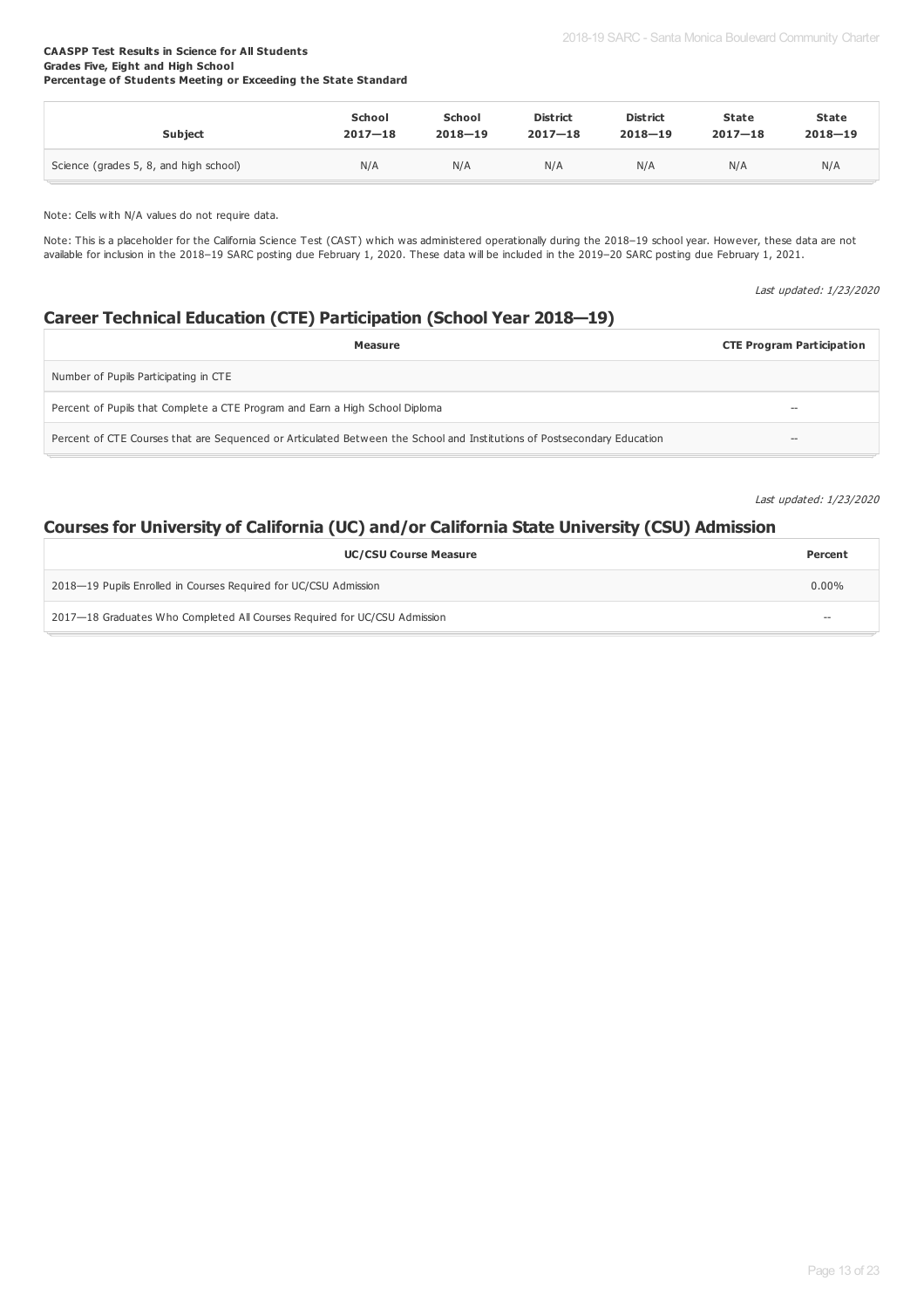**CAASPP Test Results in Science for All Students**
**Grades Five, Eight and High School**
**Percentage of Students Meeting or Exceeding the State Standard**

| Subject | School 2017—18 | School 2018—19 | District 2017—18 | District 2018—19 | State 2017—18 | State 2018—19 |
|---|---|---|---|---|---|---|
| Science (grades 5, 8, and high school) | N/A | N/A | N/A | N/A | N/A | N/A |

Note: Cells with N/A values do not require data.

Note: This is a placeholder for the California Science Test (CAST) which was administered operationally during the 2018–19 school year. However, these data are not available for inclusion in the 2018–19 SARC posting due February 1, 2020. These data will be included in the 2019–20 SARC posting due February 1, 2021.

*Last updated: 1/23/2020*

## Career Technical Education (CTE) Participation (School Year 2018—19)

| Measure | CTE Program Participation |
|---|---|
| Number of Pupils Participating in CTE | |
| Percent of Pupils that Complete a CTE Program and Earn a High School Diploma | -- |
| Percent of CTE Courses that are Sequenced or Articulated Between the School and Institutions of Postsecondary Education | -- |

*Last updated: 1/23/2020*

## Courses for University of California (UC) and/or California State University (CSU) Admission

| UC/CSU Course Measure | Percent |
|---|---|
| 2018—19 Pupils Enrolled in Courses Required for UC/CSU Admission | 0.00% |
| 2017—18 Graduates Who Completed All Courses Required for UC/CSU Admission | -- |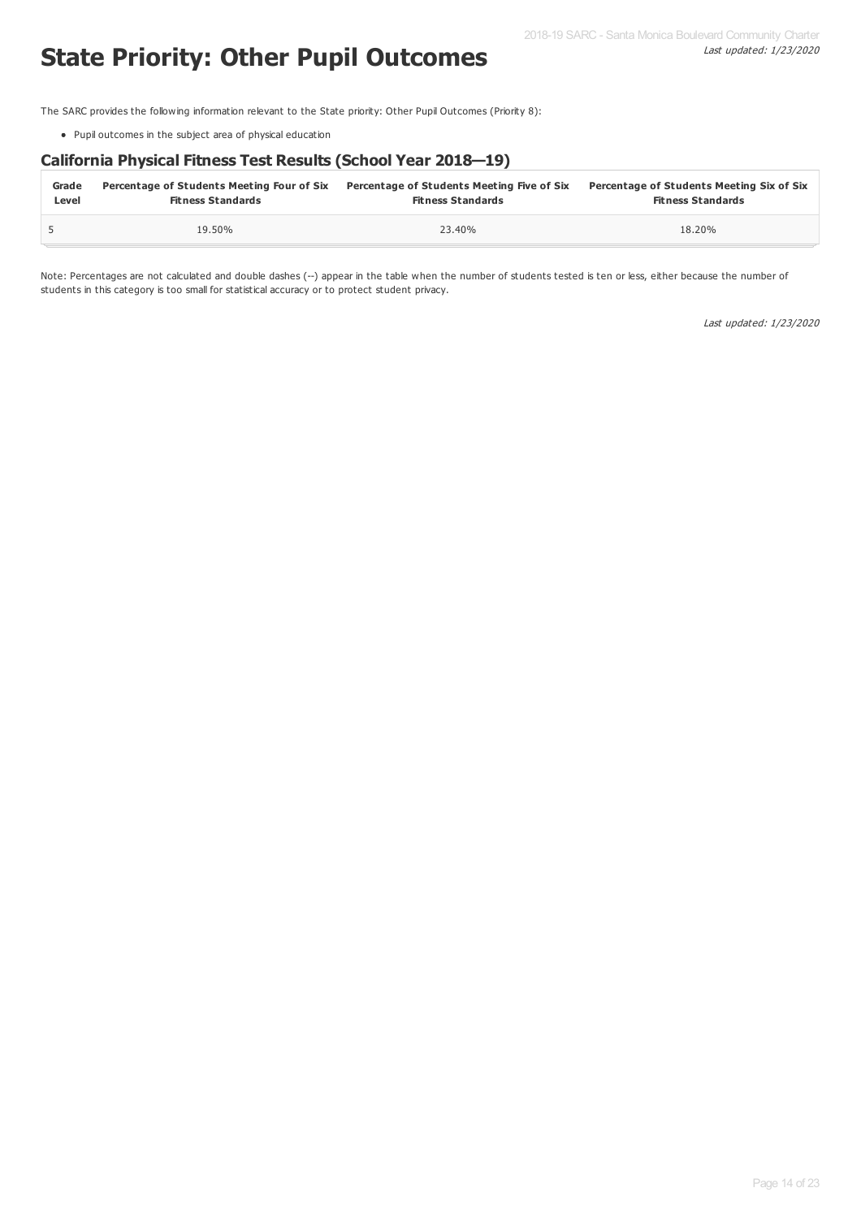# State Priority: Other Pupil Outcomes

The SARC provides the following information relevant to the State priority: Other Pupil Outcomes (Priority 8):

- Pupil outcomes in the subject area of physical education

## California Physical Fitness Test Results (School Year 2018—19)

| Grade Level | Percentage of Students Meeting Four of Six Fitness Standards | Percentage of Students Meeting Five of Six Fitness Standards | Percentage of Students Meeting Six of Six Fitness Standards |
|---|---|---|---|
| 5 | 19.50% | 23.40% | 18.20% |

Note: Percentages are not calculated and double dashes (--) appear in the table when the number of students tested is ten or less, either because the number of students in this category is too small for statistical accuracy or to protect student privacy.

*Last updated: 1/23/2020*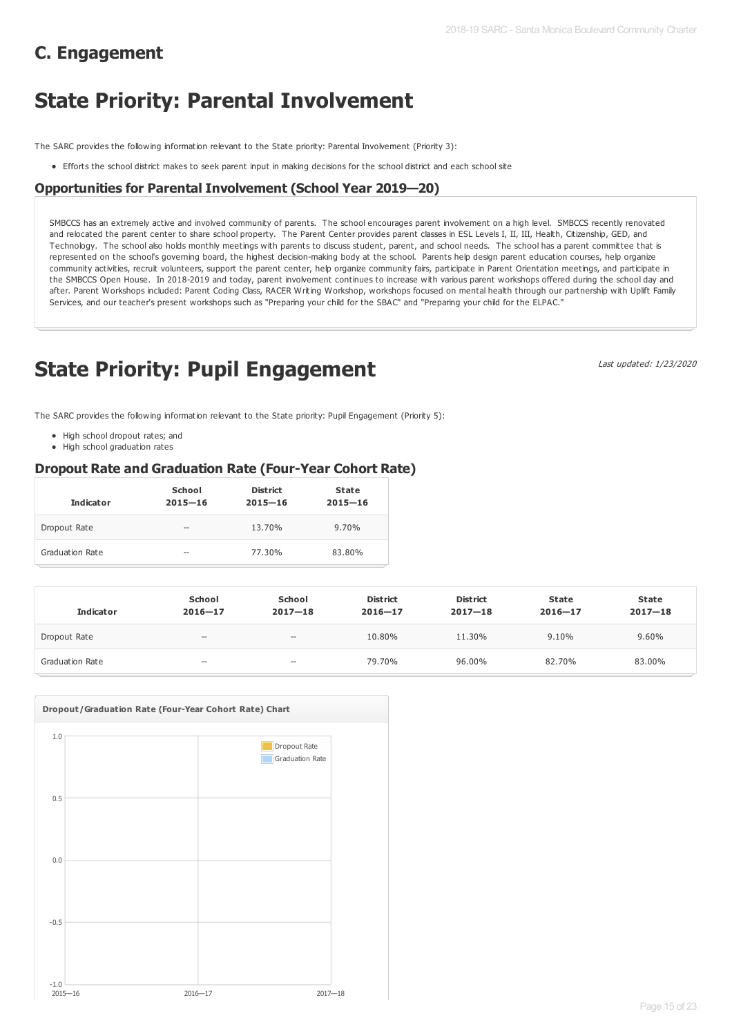## C. Engagement

# State Priority: Parental Involvement

The SARC provides the following information relevant to the State priority: Parental Involvement (Priority 3):

- Efforts the school district makes to seek parent input in making decisions for the school district and each school site

### Opportunities for Parental Involvement (School Year 2019—20)

SMBCCS has an extremely active and involved community of parents. The school encourages parent involvement on a high level. SMBCCS recently renovated and relocated the parent center to share school property. The Parent Center provides parent classes in ESL Levels I, II, III, Health, Citizenship, GED, and Technology. The school also holds monthly meetings with parents to discuss student, parent, and school needs. The school has a parent committee that is represented on the school's governing board, the highest decision-making body at the school. Parents help design parent education courses, help organize community activities, recruit volunteers, support the parent center, help organize community fairs, participate in Parent Orientation meetings, and participate in the SMBCCS Open House. In 2018-2019 and today, parent involvement continues to increase with various parent workshops offered during the school day and after. Parent Workshops included: Parent Coding Class, RACER Writing Workshop, workshops focused on mental health through our partnership with Uplift Family Services, and our teacher's present workshops such as "Preparing your child for the SBAC" and "Preparing your child for the ELPAC."

# State Priority: Pupil Engagement

*Last updated: 1/23/2020*

The SARC provides the following information relevant to the State priority: Pupil Engagement (Priority 5):

- High school dropout rates; and
- High school graduation rates

### Dropout Rate and Graduation Rate (Four-Year Cohort Rate)

| Indicator | School 2015—16 | District 2015—16 | State 2015—16 |
|---|---|---|---|
| Dropout Rate | -- | 13.70% | 9.70% |
| Graduation Rate | -- | 77.30% | 83.80% |

| Indicator | School 2016—17 | School 2017—18 | District 2016—17 | District 2017—18 | State 2016—17 | State 2017—18 |
|---|---|---|---|---|---|---|
| Dropout Rate | -- | -- | 10.80% | 11.30% | 9.10% | 9.60% |
| Graduation Rate | -- | -- | 79.70% | 96.00% | 82.70% | 83.00% |

**Dropout/Graduation Rate (Four-Year Cohort Rate) Chart**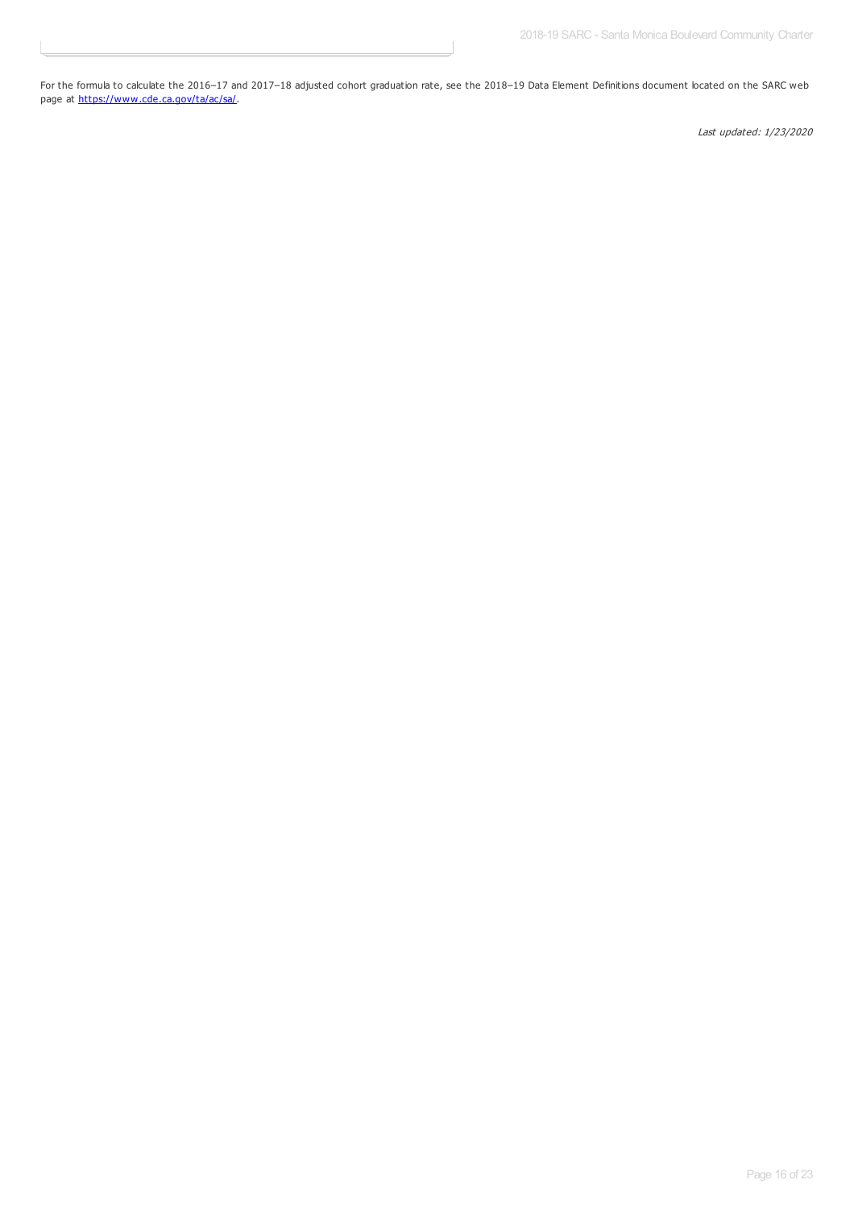For the formula to calculate the 2016–17 and 2017–18 adjusted cohort graduation rate, see the 2018–19 Data Element Definitions document located on the SARC web page at [https://www.cde.ca.gov/ta/ac/sa/](https://www.cde.ca.gov/ta/ac/sa/).

*Last updated: 1/23/2020*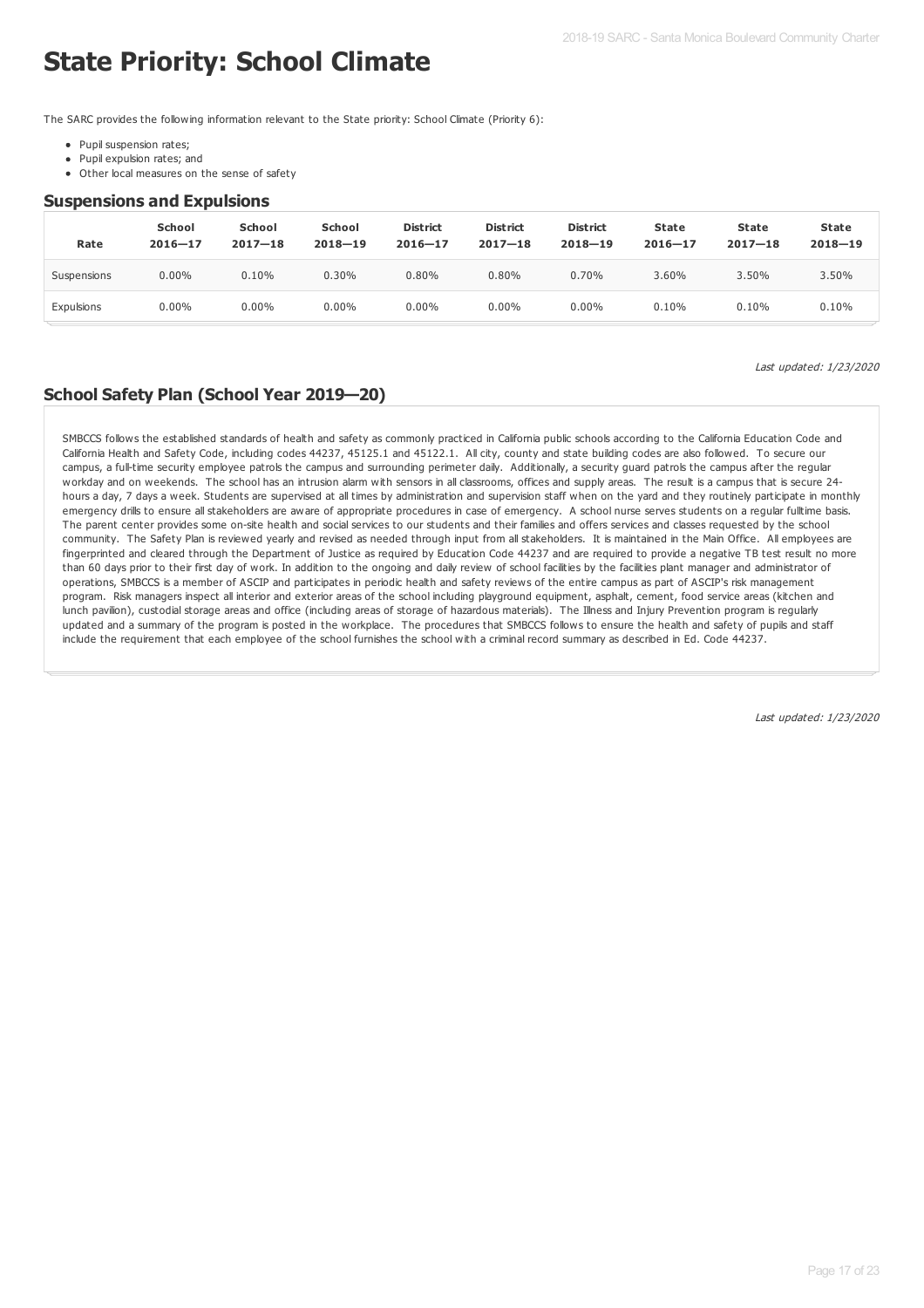# State Priority: School Climate

The SARC provides the following information relevant to the State priority: School Climate (Priority 6):

- Pupil suspension rates;
- Pupil expulsion rates; and
- Other local measures on the sense of safety

## Suspensions and Expulsions

| Rate | School 2016—17 | School 2017—18 | School 2018—19 | District 2016—17 | District 2017—18 | District 2018—19 | State 2016—17 | State 2017—18 | State 2018—19 |
|---|---|---|---|---|---|---|---|---|---|
| Suspensions | 0.00% | 0.10% | 0.30% | 0.80% | 0.80% | 0.70% | 3.60% | 3.50% | 3.50% |
| Expulsions | 0.00% | 0.00% | 0.00% | 0.00% | 0.00% | 0.00% | 0.10% | 0.10% | 0.10% |

*Last updated: 1/23/2020*

## School Safety Plan (School Year 2019—20)

SMBCCS follows the established standards of health and safety as commonly practiced in California public schools according to the California Education Code and California Health and Safety Code, including codes 44237, 45125.1 and 45122.1. All city, county and state building codes are also followed. To secure our campus, a full-time security employee patrols the campus and surrounding perimeter daily. Additionally, a security guard patrols the campus after the regular workday and on weekends. The school has an intrusion alarm with sensors in all classrooms, offices and supply areas. The result is a campus that is secure 24-hours a day, 7 days a week. Students are supervised at all times by administration and supervision staff when on the yard and they routinely participate in monthly emergency drills to ensure all stakeholders are aware of appropriate procedures in case of emergency. A school nurse serves students on a regular fulltime basis. The parent center provides some on-site health and social services to our students and their families and offers services and classes requested by the school community. The Safety Plan is reviewed yearly and revised as needed through input from all stakeholders. It is maintained in the Main Office. All employees are fingerprinted and cleared through the Department of Justice as required by Education Code 44237 and are required to provide a negative TB test result no more than 60 days prior to their first day of work. In addition to the ongoing and daily review of school facilities by the facilities plant manager and administrator of operations, SMBCCS is a member of ASCIP and participates in periodic health and safety reviews of the entire campus as part of ASCIP's risk management program. Risk managers inspect all interior and exterior areas of the school including playground equipment, asphalt, cement, food service areas (kitchen and lunch pavilion), custodial storage areas and office (including areas of storage of hazardous materials). The Illness and Injury Prevention program is regularly updated and a summary of the program is posted in the workplace. The procedures that SMBCCS follows to ensure the health and safety of pupils and staff include the requirement that each employee of the school furnishes the school with a criminal record summary as described in Ed. Code 44237.

*Last updated: 1/23/2020*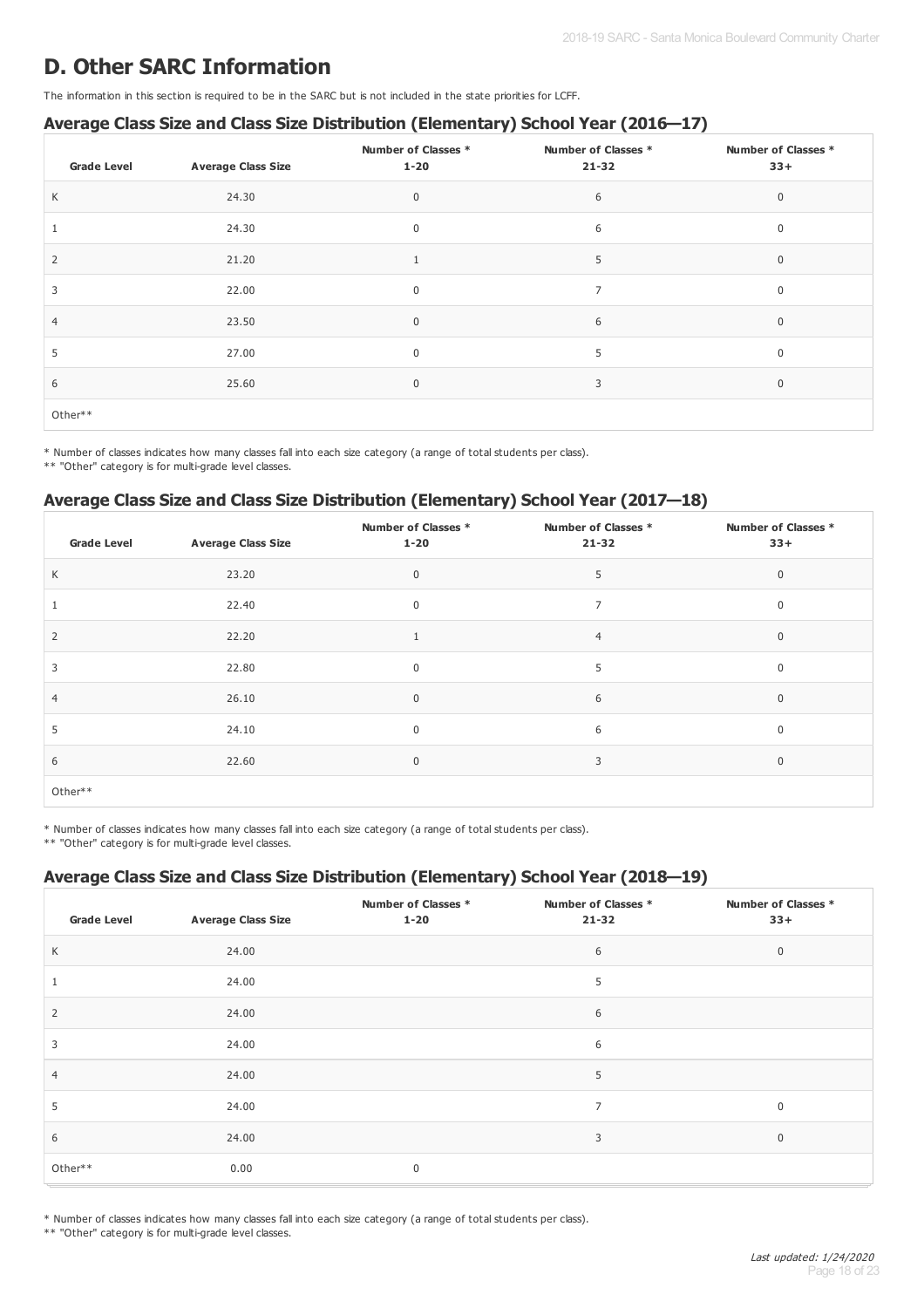# D. Other SARC Information

The information in this section is required to be in the SARC but is not included in the state priorities for LCFF.

### Average Class Size and Class Size Distribution (Elementary) School Year (2016—17)

| Grade Level | Average Class Size | Number of Classes * 1-20 | Number of Classes * 21-32 | Number of Classes * 33+ |
|---|---|---|---|---|
| K | 24.30 | 0 | 6 | 0 |
| 1 | 24.30 | 0 | 6 | 0 |
| 2 | 21.20 | 1 | 5 | 0 |
| 3 | 22.00 | 0 | 7 | 0 |
| 4 | 23.50 | 0 | 6 | 0 |
| 5 | 27.00 | 0 | 5 | 0 |
| 6 | 25.60 | 0 | 3 | 0 |
| Other** | | | | |

* Number of classes indicates how many classes fall into each size category (a range of total students per class).
** "Other" category is for multi-grade level classes.

### Average Class Size and Class Size Distribution (Elementary) School Year (2017—18)

| Grade Level | Average Class Size | Number of Classes * 1-20 | Number of Classes * 21-32 | Number of Classes * 33+ |
|---|---|---|---|---|
| K | 23.20 | 0 | 5 | 0 |
| 1 | 22.40 | 0 | 7 | 0 |
| 2 | 22.20 | 1 | 4 | 0 |
| 3 | 22.80 | 0 | 5 | 0 |
| 4 | 26.10 | 0 | 6 | 0 |
| 5 | 24.10 | 0 | 6 | 0 |
| 6 | 22.60 | 0 | 3 | 0 |
| Other** | | | | |

* Number of classes indicates how many classes fall into each size category (a range of total students per class).
** "Other" category is for multi-grade level classes.

### Average Class Size and Class Size Distribution (Elementary) School Year (2018—19)

| Grade Level | Average Class Size | Number of Classes * 1-20 | Number of Classes * 21-32 | Number of Classes * 33+ |
|---|---|---|---|---|
| K | 24.00 | | 6 | 0 |
| 1 | 24.00 | | 5 | |
| 2 | 24.00 | | 6 | |
| 3 | 24.00 | | 6 | |
| 4 | 24.00 | | 5 | |
| 5 | 24.00 | | 7 | 0 |
| 6 | 24.00 | | 3 | 0 |
| Other** | 0.00 | 0 | | |

* Number of classes indicates how many classes fall into each size category (a range of total students per class).
** "Other" category is for multi-grade level classes.

*Last updated: 1/24/2020*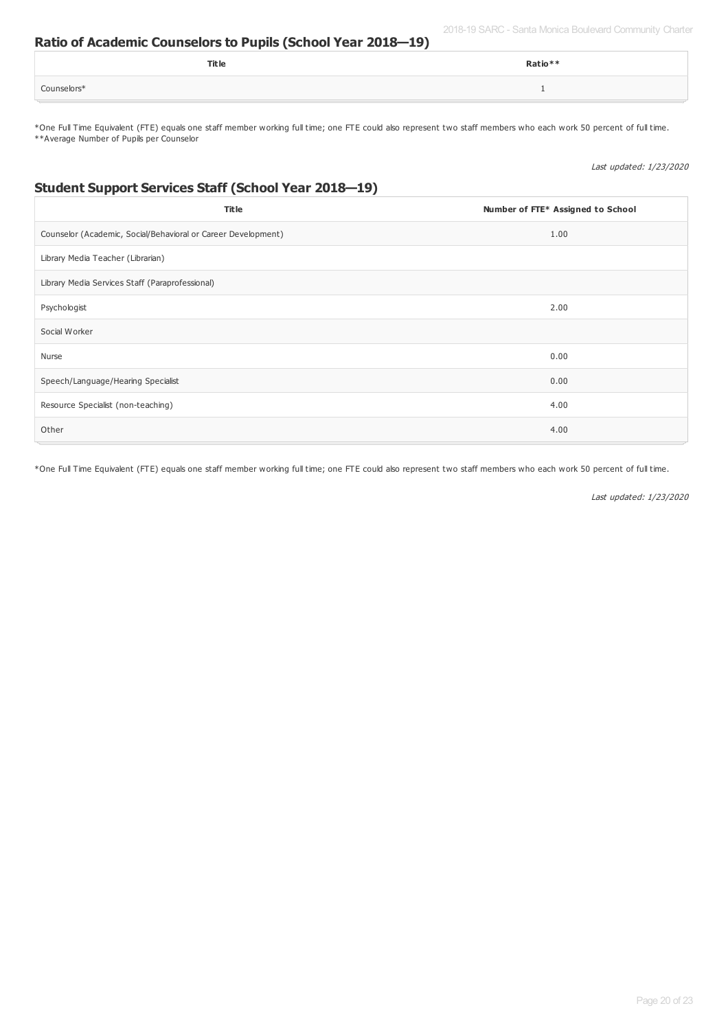## Ratio of Academic Counselors to Pupils (School Year 2018—19)

| Title | Ratio** |
| --- | --- |
| Counselors* | 1 |

*One Full Time Equivalent (FTE) equals one staff member working full time; one FTE could also represent two staff members who each work 50 percent of full time.
**Average Number of Pupils per Counselor

*Last updated: 1/23/2020*

## Student Support Services Staff (School Year 2018—19)

| Title | Number of FTE* Assigned to School |
| --- | --- |
| Counselor (Academic, Social/Behavioral or Career Development) | 1.00 |
| Library Media Teacher (Librarian) | |
| Library Media Services Staff (Paraprofessional) | |
| Psychologist | 2.00 |
| Social Worker | |
| Nurse | 0.00 |
| Speech/Language/Hearing Specialist | 0.00 |
| Resource Specialist (non-teaching) | 4.00 |
| Other | 4.00 |

*One Full Time Equivalent (FTE) equals one staff member working full time; one FTE could also represent two staff members who each work 50 percent of full time.

*Last updated: 1/23/2020*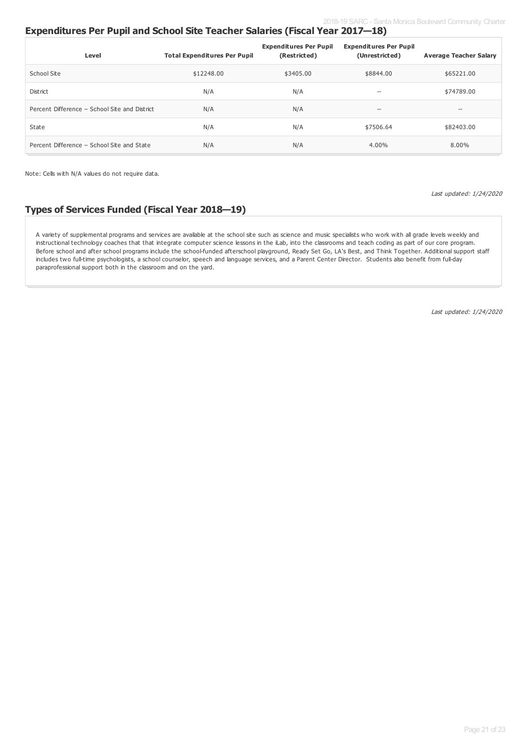## Expenditures Per Pupil and School Site Teacher Salaries (Fiscal Year 2017—18)

| Level | Total Expenditures Per Pupil | Expenditures Per Pupil (Restricted) | Expenditures Per Pupil (Unrestricted) | Average Teacher Salary |
|---|---|---|---|---|
| School Site | $12248.00 | $3405.00 | $8844.00 | $65221.00 |
| District | N/A | N/A | -- | $74789.00 |
| Percent Difference – School Site and District | N/A | N/A | -- | -- |
| State | N/A | N/A | $7506.64 | $82403.00 |
| Percent Difference – School Site and State | N/A | N/A | 4.00% | 8.00% |

Note: Cells with N/A values do not require data.

*Last updated: 1/24/2020*

## Types of Services Funded (Fiscal Year 2018—19)

A variety of supplemental programs and services are available at the school site such as science and music specialists who work with all grade levels weekly and instructional technology coaches that that integrate computer science lessons in the iLab, into the classrooms and teach coding as part of our core program. Before school and after school programs include the school-funded afterschool playground, Ready Set Go, LA's Best, and Think Together. Additional support staff includes two full-time psychologists, a school counselor, speech and language services, and a Parent Center Director. Students also benefit from full-day paraprofessional support both in the classroom and on the yard.

*Last updated: 1/24/2020*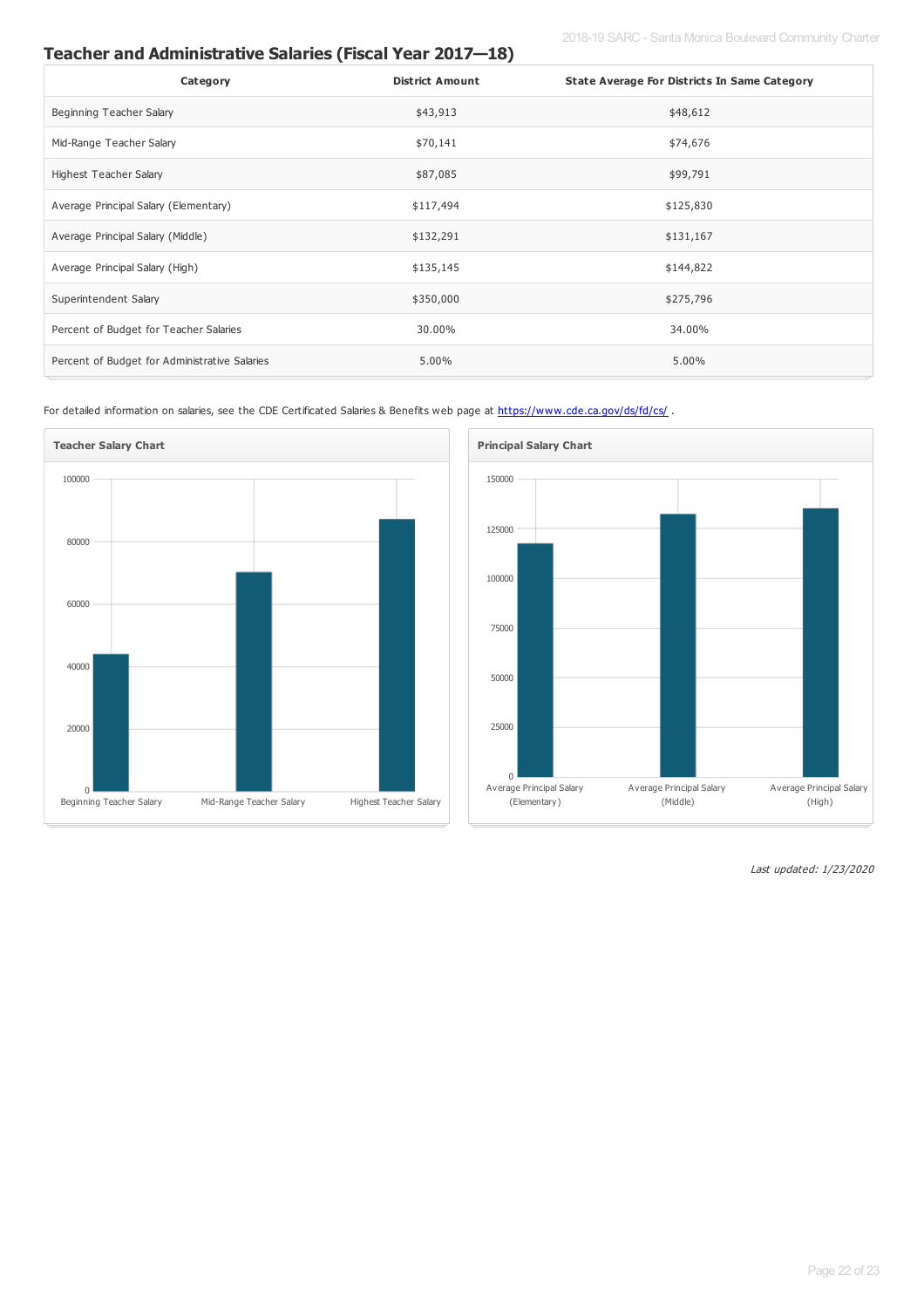## Teacher and Administrative Salaries (Fiscal Year 2017—18)

| Category | District Amount | State Average For Districts In Same Category |
|---|---|---|
| Beginning Teacher Salary | $43,913 | $48,612 |
| Mid-Range Teacher Salary | $70,141 | $74,676 |
| Highest Teacher Salary | $87,085 | $99,791 |
| Average Principal Salary (Elementary) | $117,494 | $125,830 |
| Average Principal Salary (Middle) | $132,291 | $131,167 |
| Average Principal Salary (High) | $135,145 | $144,822 |
| Superintendent Salary | $350,000 | $275,796 |
| Percent of Budget for Teacher Salaries | 30.00% | 34.00% |
| Percent of Budget for Administrative Salaries | 5.00% | 5.00% |

For detailed information on salaries, see the CDE Certificated Salaries & Benefits web page at https://www.cde.ca.gov/ds/fd/cs/ .

**Teacher Salary Chart**

**Principal Salary Chart**

*Last updated: 1/23/2020*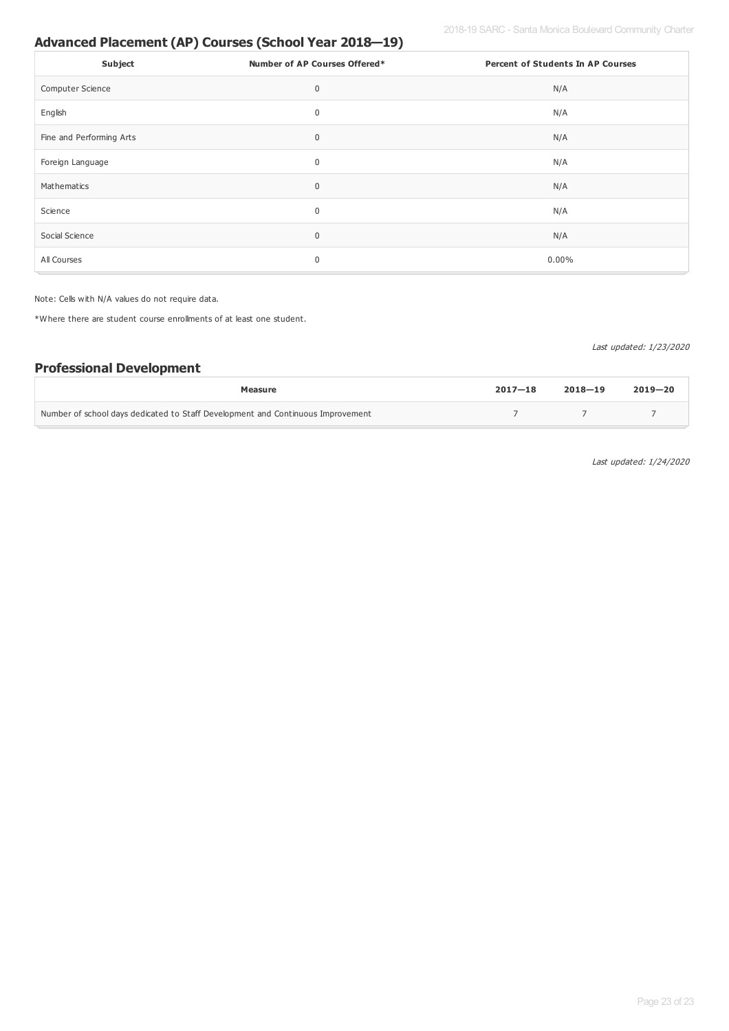## Advanced Placement (AP) Courses (School Year 2018—19)

| Subject | Number of AP Courses Offered* | Percent of Students In AP Courses |
|---|---|---|
| Computer Science | 0 | N/A |
| English | 0 | N/A |
| Fine and Performing Arts | 0 | N/A |
| Foreign Language | 0 | N/A |
| Mathematics | 0 | N/A |
| Science | 0 | N/A |
| Social Science | 0 | N/A |
| All Courses | 0 | 0.00% |

Note: Cells with N/A values do not require data.

*Where there are student course enrollments of at least one student.

*Last updated: 1/23/2020*

## Professional Development

| Measure | 2017—18 | 2018—19 | 2019—20 |
|---|---|---|---|
| Number of school days dedicated to Staff Development and Continuous Improvement | 7 | 7 | 7 |

*Last updated: 1/24/2020*